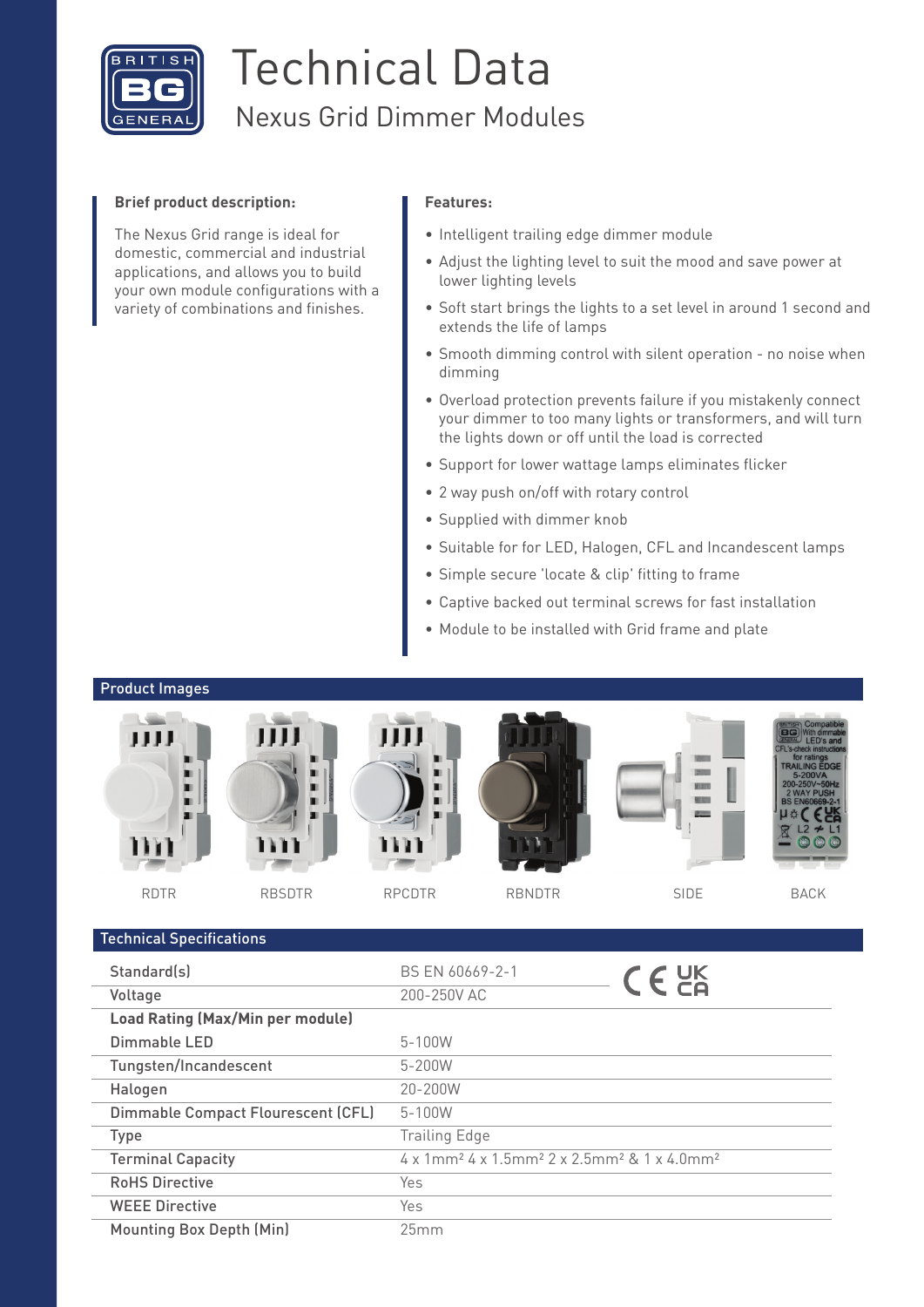# Technical Data

## Nexus Grid Dimmer Modules

**Brief product description:**

The Nexus Grid range is ideal for domestic, commercial and industrial applications, and allows you to build your own module configurations with a variety of combinations and finishes.

**Features:**

- Intelligent trailing edge dimmer module
- Adjust the lighting level to suit the mood and save power at lower lighting levels
- Soft start brings the lights to a set level in around 1 second and extends the life of lamps
- Smooth dimming control with silent operation - no noise when dimming
- Overload protection prevents failure if you mistakenly connect your dimmer to too many lights or transformers, and will turn the lights down or off until the load is corrected
- Support for lower wattage lamps eliminates flicker
- 2 way push on/off with rotary control
- Supplied with dimmer knob
- Suitable for for LED, Halogen, CFL and Incandescent lamps
- Simple secure 'locate & clip' fitting to frame
- Captive backed out terminal screws for fast installation
- Module to be installed with Grid frame and plate

## Product Images

RDTR | RBSDTR | RPCDTR | RBNDTR | SIDE | BACK

## Technical Specifications

| | |
|---|---|
| Standard(s) | BS EN 60669-2-1 |
| Voltage | 200-250V AC |
| **Load Rating (Max/Min per module)** | |
| Dimmable LED | 5-100W |
| Tungsten/Incandescent | 5-200W |
| Halogen | 20-200W |
| Dimmable Compact Flourescent (CFL) | 5-100W |
| Type | Trailing Edge |
| Terminal Capacity | 4 x 1mm² 4 x 1.5mm² 2 x 2.5mm² & 1 x 4.0mm² |
| RoHS Directive | Yes |
| WEEE Directive | Yes |
| Mounting Box Depth (Min) | 25mm |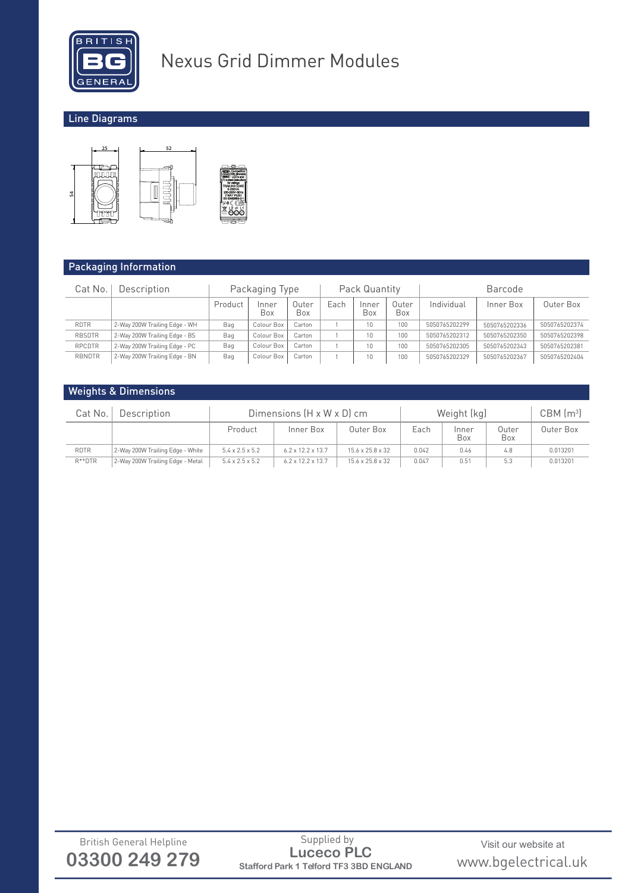# Nexus Grid Dimmer Modules

## Line Diagrams

25

52

54

## Packaging Information

| Cat No. | Description | Packaging Type | | | Pack Quantity | | | Barcode | | |
|---|---|---|---|---|---|---|---|---|---|---|
| | | Product | Inner Box | Outer Box | Each | Inner Box | Outer Box | Individual | Inner Box | Outer Box |
| RDTR | 2-Way 200W Trailing Edge - WH | Bag | Colour Box | Carton | 1 | 10 | 100 | 5050765202299 | 5050765202336 | 5050765202374 |
| RBSDTR | 2-Way 200W Trailing Edge - BS | Bag | Colour Box | Carton | 1 | 10 | 100 | 5050765202312 | 5050765202350 | 5050765202398 |
| RPCDTR | 2-Way 200W Trailing Edge - PC | Bag | Colour Box | Carton | 1 | 10 | 100 | 5050765202305 | 5050765202343 | 5050765202381 |
| RBNDTR | 2-Way 200W Trailing Edge - BN | Bag | Colour Box | Carton | 1 | 10 | 100 | 5050765202329 | 5050765202367 | 5050765202404 |

## Weights & Dimensions

| Cat No. | Description | Dimensions (H x W x D) cm | | | Weight (kg) | | | CBM ($m^3$) |
|---|---|---|---|---|---|---|---|---|
| | | Product | Inner Box | Outer Box | Each | Inner Box | Outer Box | Outer Box |
| RDTR | 2-Way 200W Trailing Edge - White | 5.4 x 2.5 x 5.2 | 6.2 x 12.2 x 13.7 | 15.6 x 25.8 x 32 | 0.042 | 0.46 | 4.8 | 0.013201 |
| R**DTR | 2-Way 200W Trailing Edge - Metal | 5.4 x 2.5 x 5.2 | 6.2 x 12.2 x 13.7 | 15.6 x 25.8 x 32 | 0.047 | 0.51 | 5.3 | 0.013201 |

British General Helpline
**03300 249 279**

Supplied by
**Luceco PLC**
**Stafford Park 1 Telford TF3 3BD ENGLAND**

Visit our website at
www.bgelectrical.uk